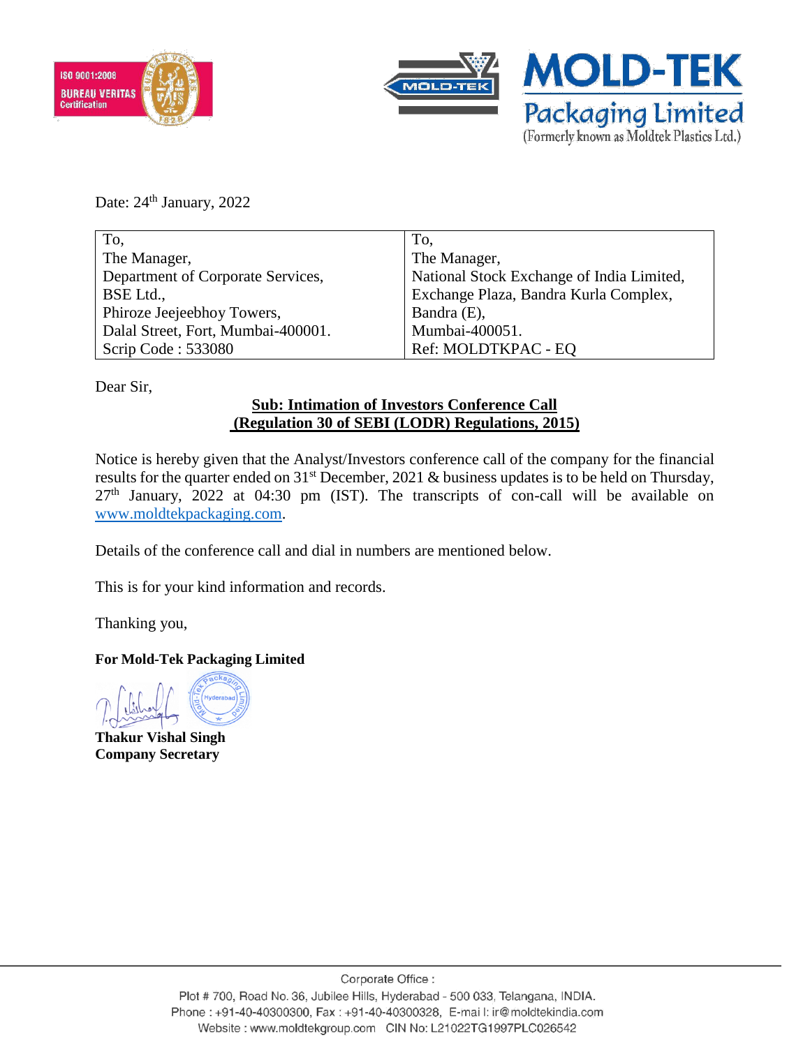**MOLD-TEK**
**Packaging Limited**
(Formerly known as Moldtek Plastics Ltd.)

Date: 24th January, 2022

| To, | To, |
|---|---|
| The Manager, | The Manager, |
| Department of Corporate Services, | National Stock Exchange of India Limited, |
| BSE Ltd., | Exchange Plaza, Bandra Kurla Complex, |
| Phiroze Jeejeebhoy Towers, | Bandra (E), |
| Dalal Street, Fort, Mumbai-400001. | Mumbai-400051. |
| Scrip Code : 533080 | Ref: MOLDTKPAC - EQ |

Dear Sir,

**Sub: Intimation of Investors Conference Call**
**(Regulation 30 of SEBI (LODR) Regulations, 2015)**

Notice is hereby given that the Analyst/Investors conference call of the company for the financial results for the quarter ended on 31st December, 2021 & business updates is to be held on Thursday, 27th January, 2022 at 04:30 pm (IST). The transcripts of con-call will be available on www.moldtekpackaging.com.

Details of the conference call and dial in numbers are mentioned below.

This is for your kind information and records.

Thanking you,

**For Mold-Tek Packaging Limited**

**Thakur Vishal Singh**
**Company Secretary**

Corporate Office :
Plot # 700, Road No. 36, Jubilee Hills, Hyderabad - 500 033, Telangana, INDIA.
Phone : +91-40-40300300, Fax : +91-40-40300328, E-mail: ir@moldtekindia.com
Website : www.moldtekgroup.com CIN No: L21022TG1997PLC026542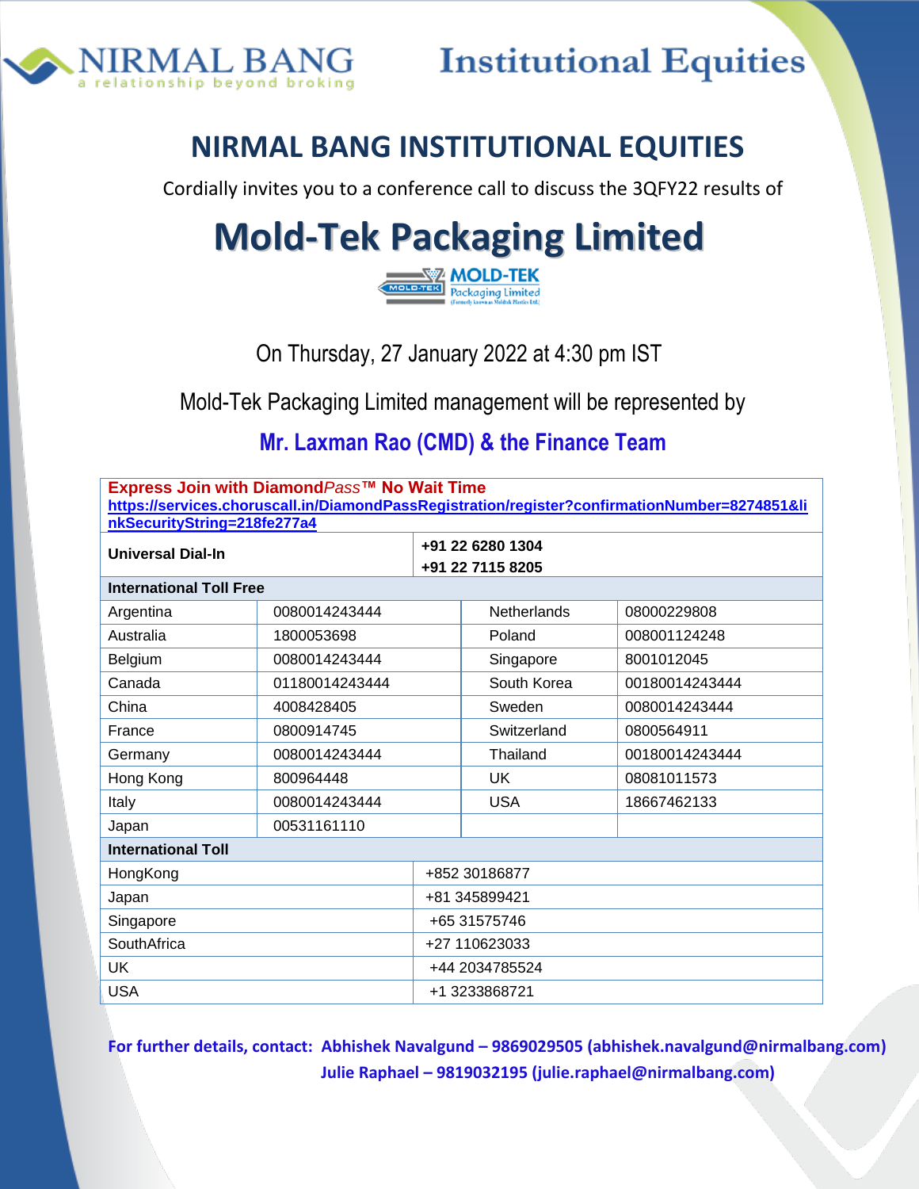NIRMAL BANG
a relationship beyond broking

Institutional Equities

# NIRMAL BANG INSTITUTIONAL EQUITIES

Cordially invites you to a conference call to discuss the 3QFY22 results of

# Mold-Tek Packaging Limited

On Thursday, 27 January 2022 at 4:30 pm IST

Mold-Tek Packaging Limited management will be represented by

**Mr. Laxman Rao (CMD) & the Finance Team**

**Express Join with Diamond*Pass*™ No Wait Time**
**https://services.choruscall.in/DiamondPassRegistration/register?confirmationNumber=8274851&linkSecurityString=218fe277a4**

| | | | |
|---|---|---|---|
| **Universal Dial-In** | **+91 22 6280 1304**<br>**+91 22 7115 8205** | | |
| **International Toll Free** | | | |
| Argentina | 0080014243444 | Netherlands | 08000229808 |
| Australia | 1800053698 | Poland | 008001124248 |
| Belgium | 0080014243444 | Singapore | 8001012045 |
| Canada | 01180014243444 | South Korea | 00180014243444 |
| China | 4008428405 | Sweden | 0080014243444 |
| France | 0800914745 | Switzerland | 0800564911 |
| Germany | 0080014243444 | Thailand | 00180014243444 |
| Hong Kong | 800964448 | UK | 08081011573 |
| Italy | 0080014243444 | USA | 18667462133 |
| Japan | 00531161110 | | |
| **International Toll** | | | |
| HongKong | +852 30186877 | | |
| Japan | +81 345899421 | | |
| Singapore | +65 31575746 | | |
| SouthAfrica | +27 110623033 | | |
| UK | +44 2034785524 | | |
| USA | +1 3233868721 | | |

**For further details, contact: Abhishek Navalgund – 9869029505 (abhishek.navalgund@nirmalbang.com)**
**Julie Raphael – 9819032195 (julie.raphael@nirmalbang.com)**